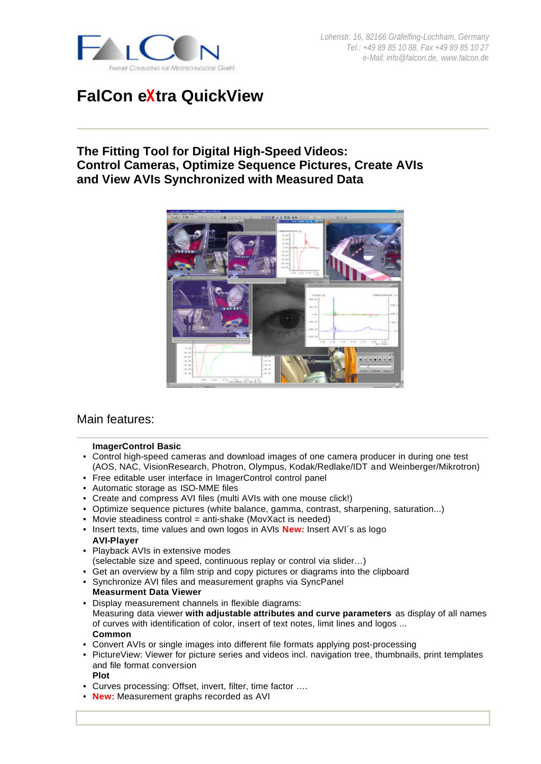Lohenstr. 16, 82166 Gräfelfing-Lochham, Germany
Tel.: +49 89 85 10 88, Fax +49 89 85 10 27
e-Mail: info@falcon.de, www.falcon.de

# FalCon eXtra QuickView

## The Fitting Tool for Digital High-Speed Videos: Control Cameras, Optimize Sequence Pictures, Create AVIs and View AVIs Synchronized with Measured Data

## Main features:

**ImagerControl Basic**

- Control high-speed cameras and download images of one camera producer in during one test (AOS, NAC, VisionResearch, Photron, Olympus, Kodak/Redlake/IDT and Weinberger/Mikrotron)
- Free editable user interface in ImagerControl control panel
- Automatic storage as ISO-MME files
- Create and compress AVI files (multi AVIs with one mouse click!)
- Optimize sequence pictures (white balance, gamma, contrast, sharpening, saturation...)
- Movie steadiness control = anti-shake (MovXact is needed)
- Insert texts, time values and own logos in AVIs **New:** Insert AVI´s as logo

**AVI-Player**

- Playback AVIs in extensive modes (selectable size and speed, continuous replay or control via slider…)
- Get an overview by a film strip and copy pictures or diagrams into the clipboard
- Synchronize AVI files and measurement graphs via SyncPanel

**Measurment Data Viewer**

- Display measurement channels in flexible diagrams: Measuring data viewer **with adjustable attributes and curve parameters** as display of all names of curves with identification of color, insert of text notes, limit lines and logos ...

**Common**

- Convert AVIs or single images into different file formats applying post-processing
- PictureView: Viewer for picture series and videos incl. navigation tree, thumbnails, print templates and file format conversion

**Plot**

- Curves processing: Offset, invert, filter, time factor ….
- **New:** Measurement graphs recorded as AVI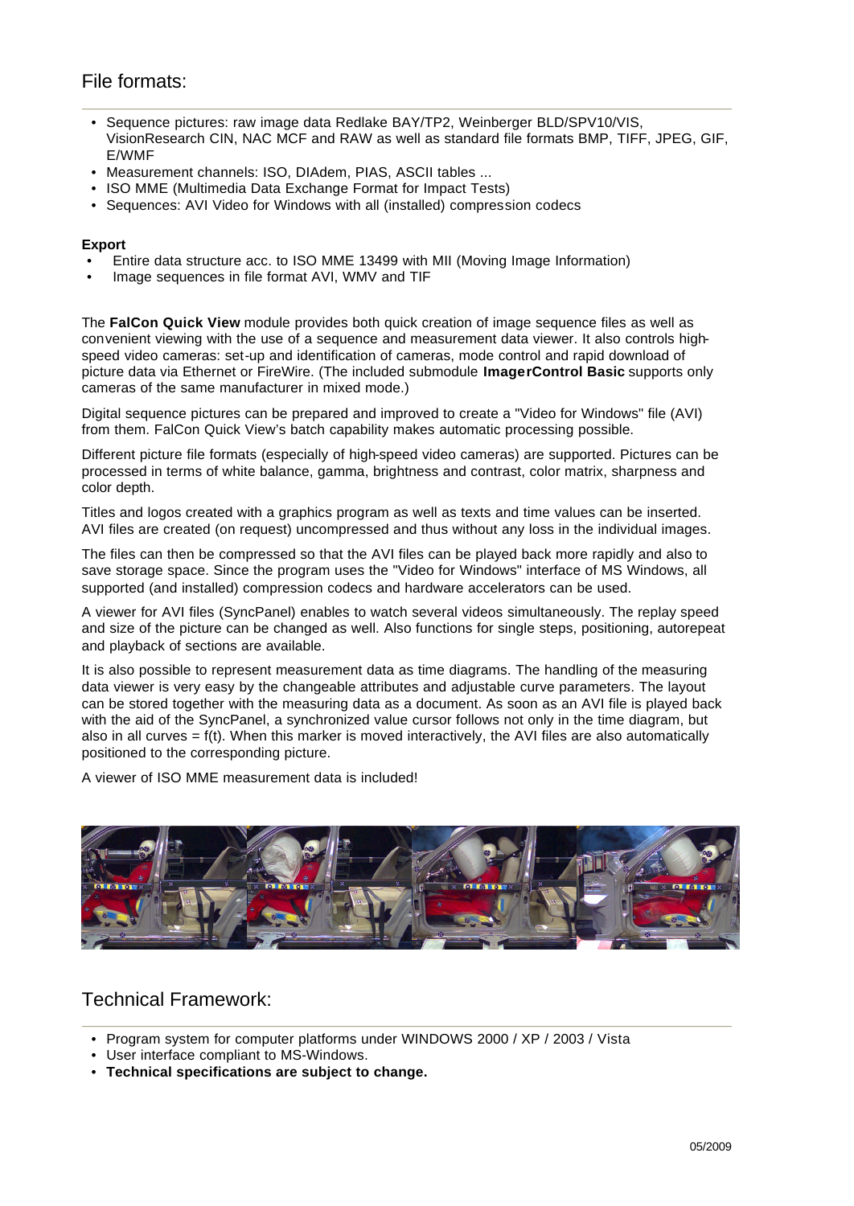## File formats:

- Sequence pictures: raw image data Redlake BAY/TP2, Weinberger BLD/SPV10/VIS, VisionResearch CIN, NAC MCF and RAW as well as standard file formats BMP, TIFF, JPEG, GIF, E/WMF
- Measurement channels: ISO, DIAdem, PIAS, ASCII tables ...
- ISO MME (Multimedia Data Exchange Format for Impact Tests)
- Sequences: AVI Video for Windows with all (installed) compression codecs

**Export**

- Entire data structure acc. to ISO MME 13499 with MII (Moving Image Information)
- Image sequences in file format AVI, WMV and TIF

The **FalCon Quick View** module provides both quick creation of image sequence files as well as convenient viewing with the use of a sequence and measurement data viewer. It also controls high-speed video cameras: set-up and identification of cameras, mode control and rapid download of picture data via Ethernet or FireWire. (The included submodule **ImagerControl Basic** supports only cameras of the same manufacturer in mixed mode.)

Digital sequence pictures can be prepared and improved to create a "Video for Windows" file (AVI) from them. FalCon Quick View's batch capability makes automatic processing possible.

Different picture file formats (especially of high-speed video cameras) are supported. Pictures can be processed in terms of white balance, gamma, brightness and contrast, color matrix, sharpness and color depth.

Titles and logos created with a graphics program as well as texts and time values can be inserted. AVI files are created (on request) uncompressed and thus without any loss in the individual images.

The files can then be compressed so that the AVI files can be played back more rapidly and also to save storage space. Since the program uses the "Video for Windows" interface of MS Windows, all supported (and installed) compression codecs and hardware accelerators can be used.

A viewer for AVI files (SyncPanel) enables to watch several videos simultaneously. The replay speed and size of the picture can be changed as well. Also functions for single steps, positioning, autorepeat and playback of sections are available.

It is also possible to represent measurement data as time diagrams. The handling of the measuring data viewer is very easy by the changeable attributes and adjustable curve parameters. The layout can be stored together with the measuring data as a document. As soon as an AVI file is played back with the aid of the SyncPanel, a synchronized value cursor follows not only in the time diagram, but also in all curves = f(t). When this marker is moved interactively, the AVI files are also automatically positioned to the corresponding picture.

A viewer of ISO MME measurement data is included!

## Technical Framework:

- Program system for computer platforms under WINDOWS 2000 / XP / 2003 / Vista
- User interface compliant to MS-Windows.
- **Technical specifications are subject to change.**

05/2009